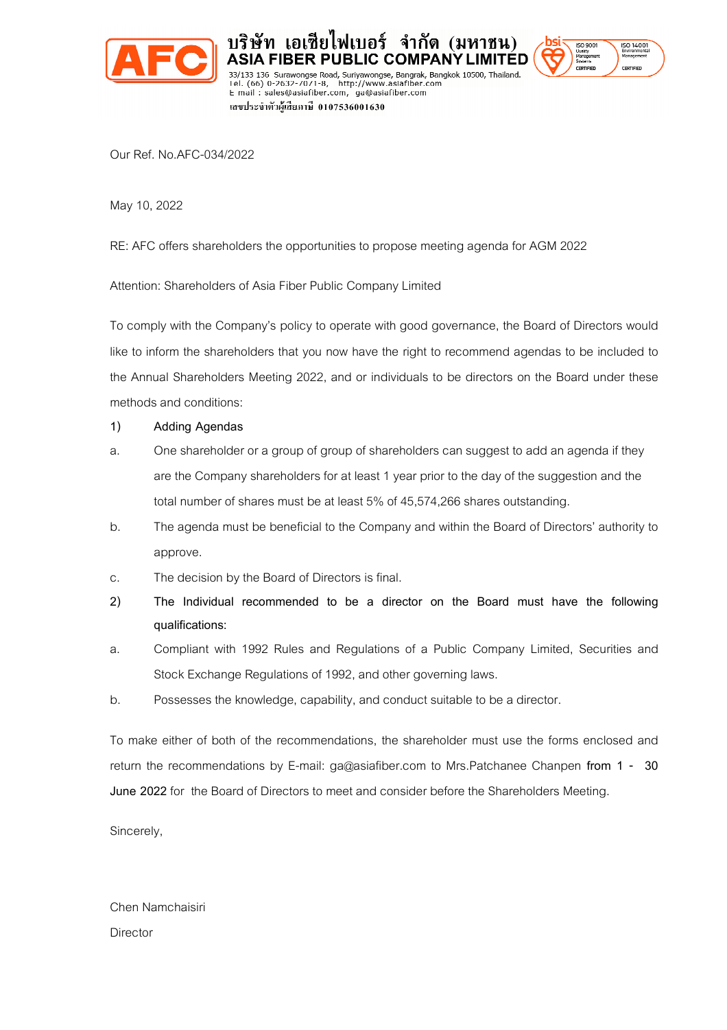# บริษัท เอเซียไฟเบอร์ จำกัด (มหาชน)
# ASIA FIBER PUBLIC COMPANY LIMITED

33/133 136 Surawongse Road, Suriyawongse, Bangrak, Bangkok 10500, Thailand.
Tel. (66) 0-2632-7071-8, http://www.asiafiber.com
E mail : sales@asiafiber.com, ga@asiafiber.com
เลขประจำตัวผู้เสียภาษี 0107536001630

Our Ref. No.AFC-034/2022

May 10, 2022

RE: AFC offers shareholders the opportunities to propose meeting agenda for AGM 2022

Attention: Shareholders of Asia Fiber Public Company Limited

To comply with the Company's policy to operate with good governance, the Board of Directors would like to inform the shareholders that you now have the right to recommend agendas to be included to the Annual Shareholders Meeting 2022, and or individuals to be directors on the Board under these methods and conditions:

1) Adding Agendas

a. One shareholder or a group of group of shareholders can suggest to add an agenda if they are the Company shareholders for at least 1 year prior to the day of the suggestion and the total number of shares must be at least 5% of 45,574,266 shares outstanding.

b. The agenda must be beneficial to the Company and within the Board of Directors' authority to approve.

c. The decision by the Board of Directors is final.

2) **The Individual recommended to be a director on the Board must have the following qualifications:**

a. Compliant with 1992 Rules and Regulations of a Public Company Limited, Securities and Stock Exchange Regulations of 1992, and other governing laws.

b. Possesses the knowledge, capability, and conduct suitable to be a director.

To make either of both of the recommendations, the shareholder must use the forms enclosed and return the recommendations by E-mail: ga@asiafiber.com to Mrs.Patchanee Chanpen **from 1 - 30 June 2022** for the Board of Directors to meet and consider before the Shareholders Meeting.

Sincerely,

Chen Namchaisiri

Director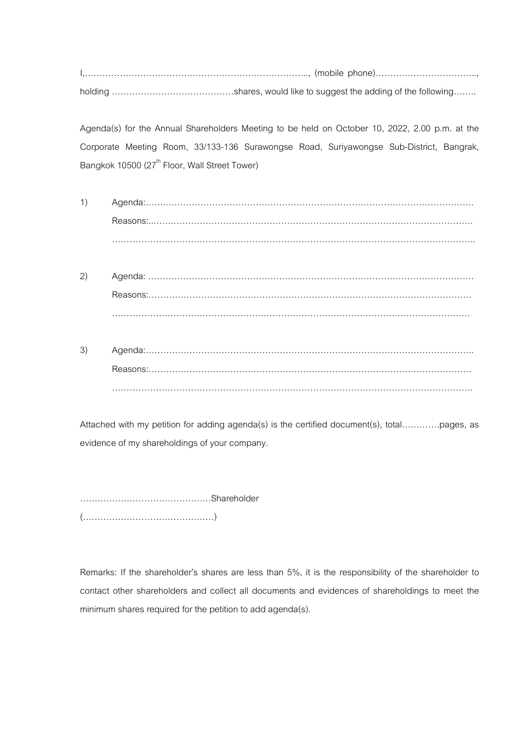I,…………………………………………………………………….., (mobile phone)…………………………….., holding ……………………………………shares, would like to suggest the adding of the following……..

Agenda(s) for the Annual Shareholders Meeting to be held on October 10, 2022, 2.00 p.m. at the Corporate Meeting Room, 33/133-136 Surawongse Road, Suriyawongse Sub-District, Bangrak, Bangkok 10500 (27th Floor, Wall Street Tower)

1) Agenda:……………………………………………………………………………………………….
   Reasons:……………………………………………………………………………………………….
   ……………………………………………………………………………………………………………..

2) Agenda: ……………………………………………………………………………………………….
   Reasons:……………………………………………………………………………………………….
   ……………………………………………………………………………………………………………

3) Agenda:………………………………………………………………………………………………..
   Reasons:……………………………………………………………………………………………….
   ……………………………………………………………………………………………………………..

Attached with my petition for adding agenda(s) is the certified document(s), total………….pages, as evidence of my shareholdings of your company.

………………………………………Shareholder

(………………………………………)

Remarks: If the shareholder's shares are less than 5%, it is the responsibility of the shareholder to contact other shareholders and collect all documents and evidences of shareholdings to meet the minimum shares required for the petition to add agenda(s).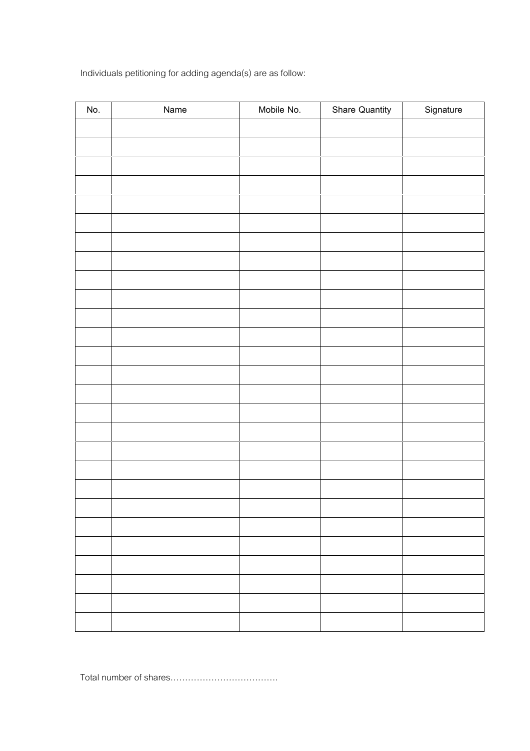Individuals petitioning for adding agenda(s) are as follow:

| No. | Name | Mobile No. | Share Quantity | Signature |
|---|---|---|---|---|
| | | | | |
| | | | | |
| | | | | |
| | | | | |
| | | | | |
| | | | | |
| | | | | |
| | | | | |
| | | | | |
| | | | | |
| | | | | |
| | | | | |
| | | | | |
| | | | | |
| | | | | |
| | | | | |
| | | | | |
| | | | | |
| | | | | |
| | | | | |
| | | | | |
| | | | | |
| | | | | |
| | | | | |
| | | | | |
| | | | | |
| | | | | |

Total number of shares……………………………….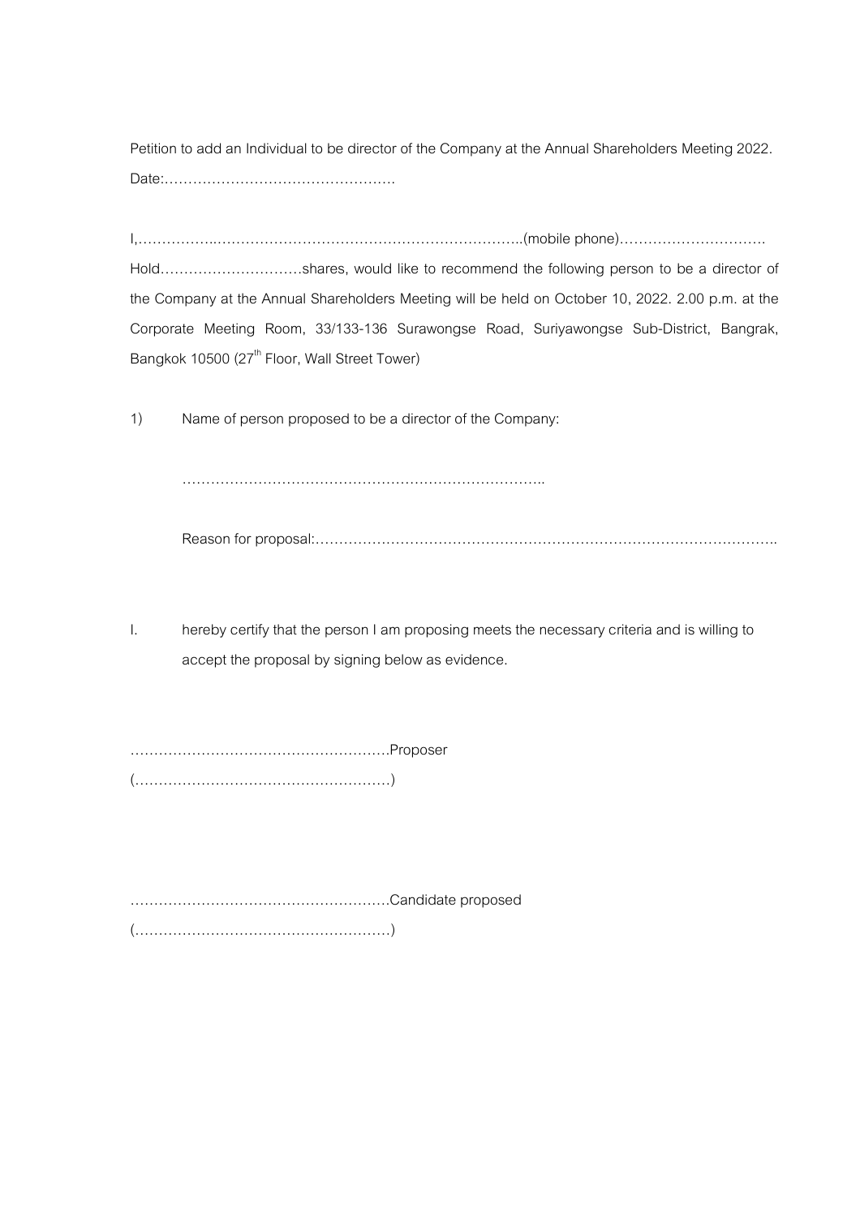Petition to add an Individual to be director of the Company at the Annual Shareholders Meeting 2022.

Date:………………………………………….

I,……………..…………………………………………………………..(mobile phone)………………………….

Hold…………………………shares, would like to recommend the following person to be a director of the Company at the Annual Shareholders Meeting will be held on October 10, 2022. 2.00 p.m. at the Corporate Meeting Room, 33/133-136 Surawongse Road, Suriyawongse Sub-District, Bangrak, Bangkok 10500 (27th Floor, Wall Street Tower)

1) Name of person proposed to be a director of the Company:

…………………………………………………………………..

Reason for proposal:……………………………………………………………………………………..

I. hereby certify that the person I am proposing meets the necessary criteria and is willing to accept the proposal by signing below as evidence.

……………………………………………….Proposer

(……………………………………………….)

……………………………………………….Candidate proposed

(……………………………………………….)